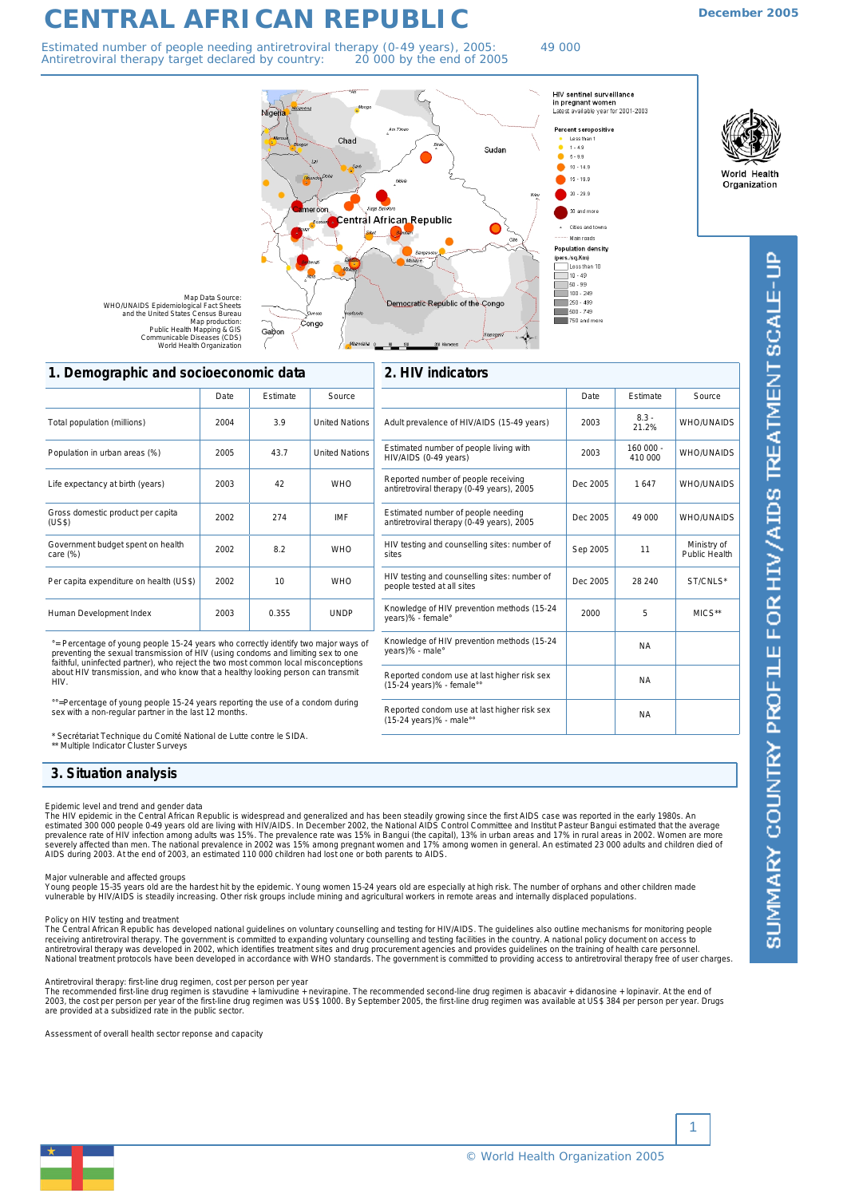# CENTRAL AFRICAN REPUBLIC

December 2005

Estimated number of people needing antiretroviral therapy (0-49 years), 2005: 49 000
Antiretroviral therapy target declared by country: 20 000 by the end of 2005

Map Data Source:
WHO/UNAIDS Epidemiological Fact Sheets
and the United States Census Bureau
Map production:
Public Health Mapping & GIS
Communicable Diseases (CDS)
World Health Organization

SUMMARY COUNTRY PROFILE FOR HIV/AIDS TREATMENT SCALE-UP

## 1. Demographic and socioeconomic data

| | Date | Estimate | Source |
|---|---|---|---|
| Total population (millions) | 2004 | 3.9 | United Nations |
| Population in urban areas (%) | 2005 | 43.7 | United Nations |
| Life expectancy at birth (years) | 2003 | 42 | WHO |
| Gross domestic product per capita (US$) | 2002 | 274 | IMF |
| Government budget spent on health care (%) | 2002 | 8.2 | WHO |
| Per capita expenditure on health (US$) | 2002 | 10 | WHO |
| Human Development Index | 2003 | 0.355 | UNDP |

°= Percentage of young people 15-24 years who correctly identify two major ways of preventing the sexual transmission of HIV (using condoms and limiting sex to one faithful, uninfected partner), who reject the two most common local misconceptions about HIV transmission, and who know that a healthy looking person can transmit HIV.

°°=Percentage of young people 15-24 years reporting the use of a condom during sex with a non-regular partner in the last 12 months.

* Secrétariat Technique du Comité National de Lutte contre le SIDA.
** Multiple Indicator Cluster Surveys

## 2. HIV indicators

| | Date | Estimate | Source |
|---|---|---|---|
| Adult prevalence of HIV/AIDS (15-49 years) | 2003 | 8.3 - 21.2% | WHO/UNAIDS |
| Estimated number of people living with HIV/AIDS (0-49 years) | 2003 | 160 000 - 410 000 | WHO/UNAIDS |
| Reported number of people receiving antiretroviral therapy (0-49 years), 2005 | Dec 2005 | 1 647 | WHO/UNAIDS |
| Estimated number of people needing antiretroviral therapy (0-49 years), 2005 | Dec 2005 | 49 000 | WHO/UNAIDS |
| HIV testing and counselling sites: number of sites | Sep 2005 | 11 | Ministry of Public Health |
| HIV testing and counselling sites: number of people tested at all sites | Dec 2005 | 28 240 | ST/CNLS* |
| Knowledge of HIV prevention methods (15-24 years)% - female° | 2000 | 5 | MICS** |
| Knowledge of HIV prevention methods (15-24 years)% - male° | | NA | |
| Reported condom use at last higher risk sex (15-24 years)% - female°° | | NA | |
| Reported condom use at last higher risk sex (15-24 years)% - male°° | | NA | |

## 3. Situation analysis

Epidemic level and trend and gender data
The HIV epidemic in the Central African Republic is widespread and generalized and has been steadily growing since the first AIDS case was reported in the early 1980s. An estimated 300 000 people 0-49 years old are living with HIV/AIDS. In December 2002, the National AIDS Control Committee and Institut Pasteur Bangui estimated that the average prevalence rate of HIV infection among adults was 15%. The prevalence rate was 15% in Bangui (the capital), 13% in urban areas and 17% in rural areas in 2002. Women are more severely affected than men. The national prevalence in 2002 was 15% among pregnant women and 17% among women in general. An estimated 23 000 adults and children died of AIDS during 2003. At the end of 2003, an estimated 110 000 children had lost one or both parents to AIDS.

Major vulnerable and affected groups
Young people 15-35 years old are the hardest hit by the epidemic. Young women 15-24 years old are especially at high risk. The number of orphans and other children made vulnerable by HIV/AIDS is steadily increasing. Other risk groups include mining and agricultural workers in remote areas and internally displaced populations.

Policy on HIV testing and treatment
The Central African Republic has developed national guidelines on voluntary counselling and testing for HIV/AIDS. The guidelines also outline mechanisms for monitoring people receiving antiretroviral therapy. The government is committed to expanding voluntary counselling and testing facilities in the country. A national policy document on access to antiretroviral therapy was developed in 2002, which identifies treatment sites and drug procurement agencies and provides guidelines on the training of health care personnel. National treatment protocols have been developed in accordance with WHO standards. The government is committed to providing access to antiretroviral therapy free of user charges.

Antiretroviral therapy: first-line drug regimen, cost per person per year
The recommended first-line drug regimen is stavudine + lamivudine + nevirapine. The recommended second-line drug regimen is abacavir + didanosine + lopinavir. At the end of 2003, the cost per person per year of the first-line drug regimen was US$ 1000. By September 2005, the first-line drug regimen was available at US$ 384 per person per year. Drugs are provided at a subsidized rate in the public sector.

Assessment of overall health sector reponse and capacity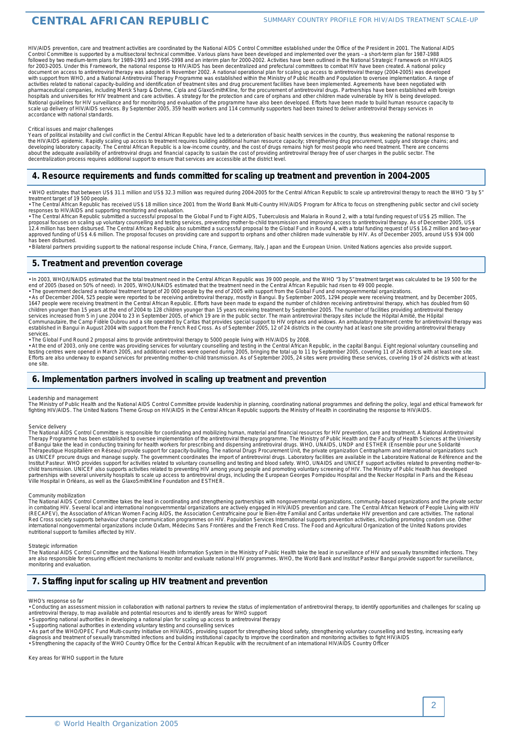HIV/AIDS prevention, care and treatment activities are coordinated by the National AIDS Control Committee established under the Office of the President in 2001. The National AIDS Control Committee is supported by a multisectoral technical committee. Various plans have been developed and implemented over the years – a short-term plan for 1987-1988 followed by two medium-term plans for 1989-1993 and 1995-1998 and an interim plan for 2000-2002. Activities have been outlined in the National Strategic Framework on HIV/AIDS for 2003-2005. Under this Framework, the national response to HIV/AIDS has been decentralized and prefectural committees to combat HIV have been created. A national policy document on access to antiretroviral therapy was adopted in November 2002. A national operational plan for scaling up access to antiretroviral therapy (2004-2005) was developed with support from WHO, and a National Antiretroviral Therapy Programme was established within the Ministry of Public Health and Population to oversee implementation. A range of activities related to national capacity-building and identification of treatment sites and drug procurement facilities have been implemented. Agreements have been negotiated with pharmaceutical companies, including Merck Sharp & Dohme, Cipla and GlaxoSmithKline, for the procurement of antiretroviral drugs. Partnerships have been established with foreign hospitals and universities for HIV treatment and care activities. A strategy for the protection and care of orphans and other children made vulnerable by HIV is being developed. National guidelines for HIV surveillance and for monitoring and evaluation of the programme have also been developed. Efforts have been made to build human resource capacity to scale up delivery of HIV/AIDS services. By September 2005, 359 health workers and 114 community supporters had been trained to deliver antiretroviral therapy services in accordance with national standards.

Critical issues and major challenges

Years of political instability and civil conflict in the Central African Republic have led to a deterioration of basic health services in the country, thus weakening the national response to the HIV/AIDS epidemic. Rapidly scaling up access to treatment requires building additional human resource capacity; strengthening drug procurement, supply and storage chains; and developing laboratory capacity. The Central African Republic is a low-income country, and the cost of drugs remains high for most people who need treatment. There are concerns about the adequate availability of antiretroviral drugs and financial capacity to sustain the cost of providing antiretroviral therapy free of user charges in the public sector. The decentralization process requires additional support to ensure that services are accessible at the district level.

## 4. Resource requirements and funds committed for scaling up treatment and prevention in 2004-2005

- WHO estimates that between US$ 31.1 million and US$ 32.3 million was required during 2004-2005 for the Central African Republic to scale up antiretroviral therapy to reach the WHO "3 by 5" treatment target of 19 500 people.
- The Central African Republic has received US$ 18 million since 2001 from the World Bank Multi-Country HIV/AIDS Program for Africa to focus on strengthening public sector and civil society responses to HIV/AIDS and supporting monitoring and evaluation.
- The Central African Republic submitted a successful proposal to the Global Fund to Fight AIDS, Tuberculosis and Malaria in Round 2, with a total funding request of US$ 25 million. The proposal focuses on scaling up voluntary counselling and testing services, preventing mother-to-child transmission and improving access to antiretroviral therapy. As of December 2005, US$ 12.4 million has been disbursed. The Central African Republic also submitted a successful proposal to the Global Fund in Round 4, with a total funding request of US$ 16.2 million and two-year approved funding of US$ 4.6 million. The proposal focuses on providing care and support to orphans and other children made vulnerable by HIV. As of December 2005, around US$ 934 000 has been disbursed.
- Bilateral partners providing support to the national response include China, France, Germany, Italy, Japan and the European Union. United Nations agencies also provide support.

## 5. Treatment and prevention coverage

- In 2003, WHO/UNAIDS estimated that the total treatment need in the Central African Republic was 39 000 people, and the WHO "3 by 5" treatment target was calculated to be 19 500 for the end of 2005 (based on 50% of need). In 2005, WHO/UNAIDS estimated that the treatment need in the Central African Republic had risen to 49 000 people.
- The government declared a national treatment target of 20 000 people by the end of 2005 with support from the Global Fund and nongovernmental organizations.
- As of December 2004, 525 people were reported to be receiving antiretroviral therapy, mostly in Bangui. By September 2005, 1294 people were receiving treatment, and by December 2005, 1647 people were receiving treatment in the Central African Republic. Efforts have been made to expand the number of children receiving antiretroviral therapy, which has doubled from 60 children younger than 15 years at the end of 2004 to 128 children younger than 15 years receiving treatment by September 2005. The number of facilities providing antiretroviral therapy services increased from 5 in June 2004 to 23 in September 2005, of which 19 are in the public sector. The main antiretroviral therapy sites include the Hôpital Amitié, the Hôpital Communautaire, the Camp Fidèle Oubrou and a site operated by Caritas that provides special support to HIV orphans and widows. An ambulatory treatment centre for antiretroviral therapy was established in Bangui in August 2004 with support from the French Red Cross. As of September 2005, 12 of 24 districts in the country had at least one site providing antiretroviral therapy services.
- The Global Fund Round 2 proposal aims to provide antiretroviral therapy to 5000 people living with HIV/AIDS by 2008.
- At the end of 2003, only one centre was providing services for voluntary counselling and testing in the Central African Republic, in the capital Bangui. Eight regional voluntary counselling and testing centres were opened in March 2005, and additional centres were opened during 2005, bringing the total up to 11 by September 2005, covering 11 of 24 districts with at least one site. Efforts are also underway to expand services for preventing mother-to-child transmission. As of September 2005, 24 sites were providing these services, covering 19 of 24 districts with at least one site.

## 6. Implementation partners involved in scaling up treatment and prevention

Leadership and management

The Ministry of Public Health and the National AIDS Control Committee provide leadership in planning, coordinating national programmes and defining the policy, legal and ethical framework for fighting HIV/AIDS. The United Nations Theme Group on HIV/AIDS in the Central African Republic supports the Ministry of Health in coordinating the response to HIV/AIDS.

Service delivery

The National AIDS Control Committee is responsible for coordinating and mobilizing human, material and financial resources for HIV prevention, care and treatment. A National Antiretroviral Therapy Programme has been established to oversee implementation of the antiretroviral therapy programme. The Ministry of Public Health and the Faculty of Health Sciences at the University of Bangui take the lead in conducting training for health workers for prescribing and dispensing antiretroviral drugs. WHO, UNAIDS, UNDP and ESTHER (Ensemble pour une Solidarité Thérapeutique Hospitalière en Réseau) provide support for capacity-building. The National Drugs Procurement Unit, the private organization Centrapharm and international organizations such as UNICEF procure drugs and manage supply. The government coordinates the import of antiretroviral drugs. Laboratory facilities are available in the Laboratoire National de Référence and the Institut Pasteur. WHO provides support for activities related to voluntary counselling and testing and blood safety. WHO, UNAIDS and UNICEF support activities related to preventing mother-to-child transmission. UNICEF also supports activities related to preventing HIV among young people and promoting voluntary screening of HIV. The Ministry of Public Health has developed partnerships with several university hospitals to scale up access to antiretroviral drugs, including the European Georges Pompidou Hospital and the Necker Hospital in Paris and the Réseau Ville Hospital in Orléans, as well as the GlaxoSmithKline Foundation and ESTHER.

Community mobilization

The National AIDS Control Committee takes the lead in coordinating and strengthening partnerships with nongovernmental organizations, community-based organizations and the private sector in combating HIV. Several local and international nongovernmental organizations are actively engaged in HIV/AIDS prevention and care. The Central African Network of People Living with HIV (RECAPEV), the Association of African Women Facing AIDS, the Association Centrafricaine pour le Bien-être Familial and Caritas undertake HIV prevention and care activities. The national Red Cross society supports behaviour change communication programmes on HIV. Population Services International supports prevention activities, including promoting condom use. Other international nongovernmental organizations include Oxfam, Médecins Sans Frontières and the French Red Cross. The Food and Agricultural Organization of the United Nations provides nutritional support to families affected by HIV.

Strategic information

The National AIDS Control Committee and the National Health Information System in the Ministry of Public Health take the lead in surveillance of HIV and sexually transmitted infections. They are also responsible for ensuring efficient mechanisms to monitor and evaluate national HIV programmes. WHO, the World Bank and Institut Pasteur Bangui provide support for surveillance, monitoring and evaluation.

## 7. Staffing input for scaling up HIV treatment and prevention

WHO's response so far

- Conducting an assessment mission in collaboration with national partners to review the status of implementation of antiretroviral therapy, to identify opportunities and challenges for scaling up antiretroviral therapy, to map available and potential resources and to identify areas for WHO support
- Supporting national authorities in developing a national plan for scaling up access to antiretroviral therapy
- Supporting national authorities in extending voluntary testing and counselling services
- As part of the WHO/OPEC Fund Multi-country Initiative on HIV/AIDS, providing support for strengthening blood safety, strengthening voluntary counselling and testing, increasing early diagnosis and treatment of sexually transmitted infections and building institutional capacity to improve the coordination and monitoring activities to fight HIV/AIDS
- Strengthening the capacity of the WHO Country Office for the Central African Republic with the recruitment of an international HIV/AIDS Country Officer

Key areas for WHO support in the future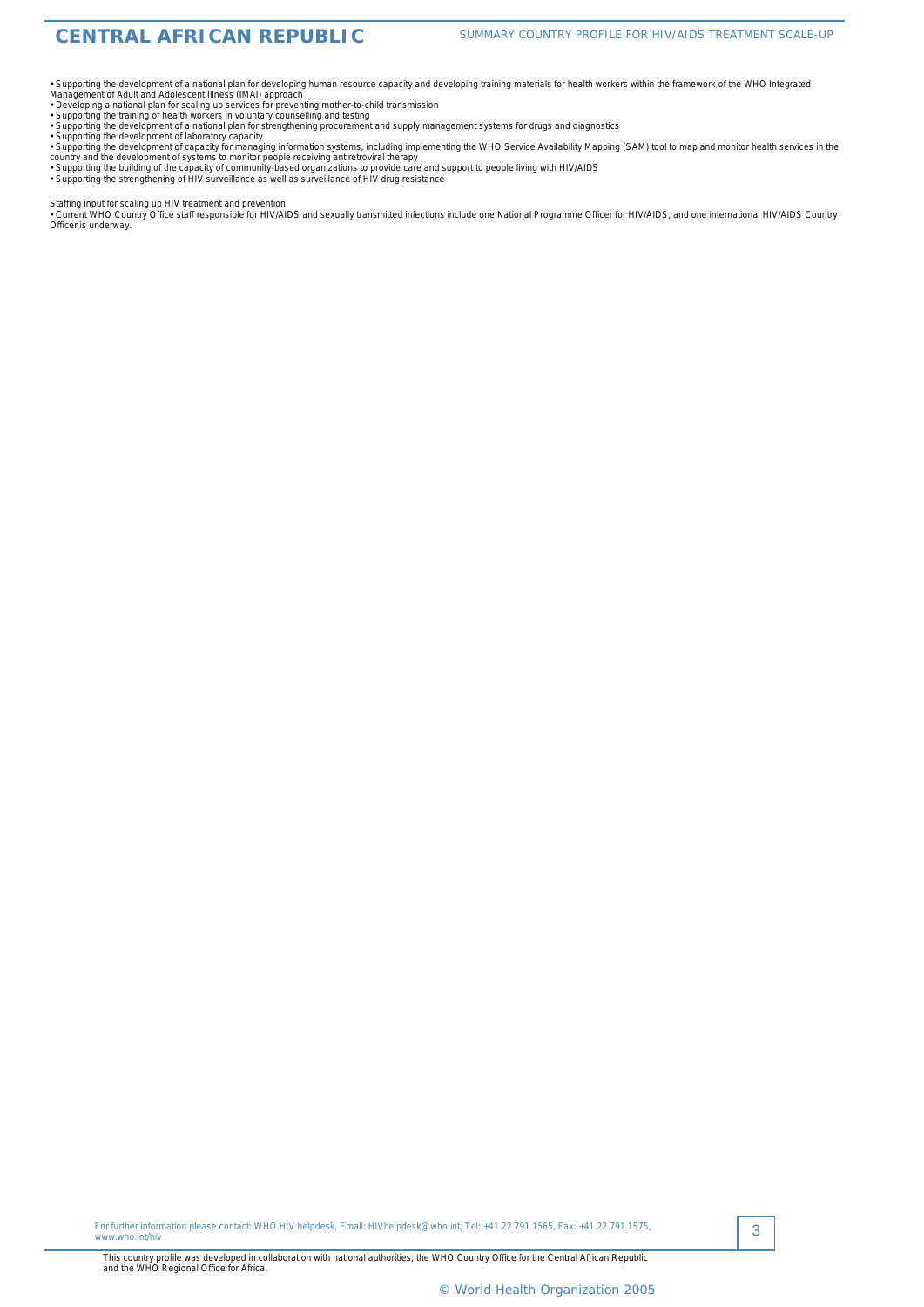- Supporting the development of a national plan for developing human resource capacity and developing training materials for health workers within the framework of the WHO Integrated Management of Adult and Adolescent Illness (IMAI) approach
- Developing a national plan for scaling up services for preventing mother-to-child transmission
- Supporting the training of health workers in voluntary counselling and testing
- Supporting the development of a national plan for strengthening procurement and supply management systems for drugs and diagnostics
- Supporting the development of laboratory capacity
- Supporting the development of capacity for managing information systems, including implementing the WHO Service Availability Mapping (SAM) tool to map and monitor health services in the country and the development of systems to monitor people receiving antiretroviral therapy
- Supporting the building of the capacity of community-based organizations to provide care and support to people living with HIV/AIDS
- Supporting the strengthening of HIV surveillance as well as surveillance of HIV drug resistance

Staffing input for scaling up HIV treatment and prevention

- Current WHO Country Office staff responsible for HIV/AIDS and sexually transmitted infections include one National Programme Officer for HIV/AIDS, and one international HIV/AIDS Country Officer is underway.

For further information please contact: WHO HIV helpdesk, Email: HIVhelpdesk@who.int, Tel: +41 22 791 1565, Fax: +41 22 791 1575, www.who.int/hiv

This country profile was developed in collaboration with national authorities, the WHO Country Office for the Central African Republic and the WHO Regional Office for Africa.

© World Health Organization 2005